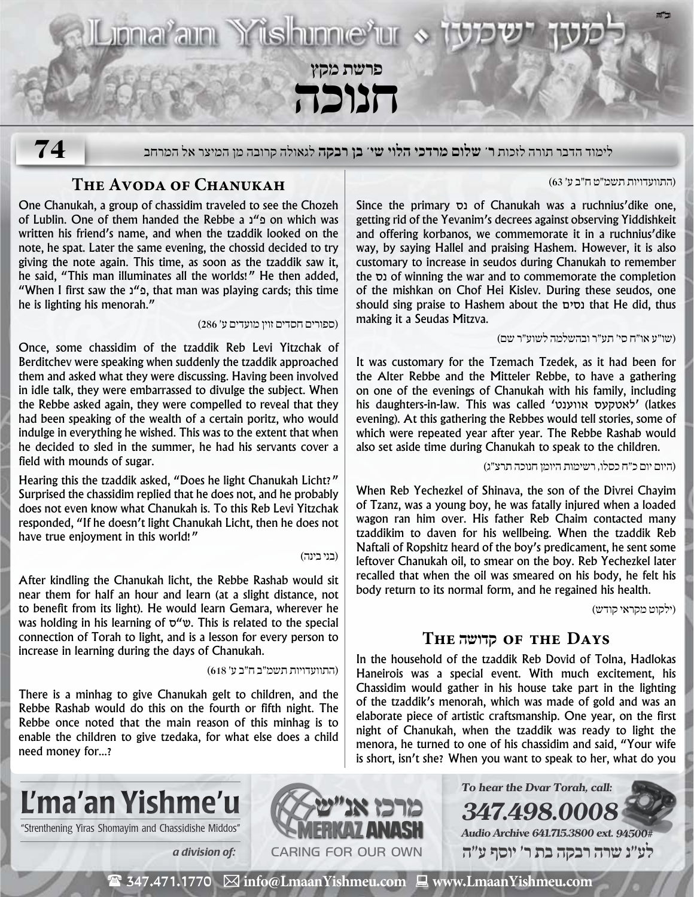# חנוכה

פרשת מקץ

לימוד הדבר תורה לזכות ר' **שלום מרדכי הלוי שי' בן רבקה** לגאולה קרובה מן המיצר אל המרחב

## The Avoda of Chanukah

One Chanukah, a group of chassidim traveled to see the Chozeh of Lublin. One of them handed the Rebbe a פ"נ on which was written his friend's name, and when the tzaddik looked on the note, he spat. Later the same evening, the chossid decided to try giving the note again. This time, as soon as the tzaddik saw it, he said, "This man illuminates all the worlds!" He then added, "When I first saw the פ"נ, that man was playing cards; this time he is lighting his menorah."

(ספורים חסדים זוין מועדים ע' 286)

Once, some chassidim of the tzaddik Reb Levi Yitzchak of Berditchev were speaking when suddenly the tzaddik approached them and asked what they were discussing. Having been involved in idle talk, they were embarrassed to divulge the subject. When the Rebbe asked again, they were compelled to reveal that they had been speaking of the wealth of a certain poritz, who would indulge in everything he wished. This was to the extent that when he decided to sled in the summer, he had his servants cover a field with mounds of sugar.

Hearing this the tzaddik asked, "Does he light Chanukah Licht?" Surprised the chassidim replied that he does not, and he probably does not even know what Chanukah is. To this Reb Levi Yitzchak responded, "If he doesn't light Chanukah Licht, then he does not have true enjoyment in this world!"

(בני בינה)

After kindling the Chanukah licht, the Rebbe Rashab would sit near them for half an hour and learn (at a slight distance, not to benefit from its light). He would learn Gemara, wherever he was holding in his learning of ש"ס. This is related to the special connection of Torah to light, and is a lesson for every person to increase in learning during the days of Chanukah.

(התוועדויות תשמ"ב ח"ב ע' 618)

There is a minhag to give Chanukah gelt to children, and the Rebbe Rashab would do this on the fourth or fifth night. The Rebbe once noted that the main reason of this minhag is to enable the children to give tzedaka, for what else does a child need money for...?

(התוועדויות תשמ"ט ח"ב ע' 63)

Since the primary נס of Chanukah was a ruchnius'dike one, getting rid of the Yevanim's decrees against observing Yiddishkeit and offering korbanos, we commemorate it in a ruchnius'dike way, by saying Hallel and praising Hashem. However, it is also customary to increase in seudos during Chanukah to remember the נס of winning the war and to commemorate the completion of the mishkan on Chof Hei Kislev. During these seudos, one should sing praise to Hashem about the נסים that He did, thus making it a Seudas Mitzva.

(שו"ע או"ח סי' תע"ר ובהשלמה לשוע"ר שם)

It was customary for the Tzemach Tzedek, as it had been for the Alter Rebbe and the Mitteler Rebbe, to have a gathering on one of the evenings of Chanukah with his family, including his daughters-in-law. This was called 'לאטקעס אוונט' (latkes evening). At this gathering the Rebbes would tell stories, some of which were repeated year after year. The Rebbe Rashab would also set aside time during Chanukah to speak to the children.

(היום יום כ"ח כסלו, רשימות היומן חנוכה תרצ"ג)

When Reb Yechezkel of Shinava, the son of the Divrei Chayim of Tzanz, was a young boy, he was fatally injured when a loaded wagon ran him over. His father Reb Chaim contacted many tzaddikim to daven for his wellbeing. When the tzaddik Reb Naftali of Ropshitz heard of the boy's predicament, he sent some leftover Chanukah oil, to smear on the boy. Reb Yechezkel later recalled that when the oil was smeared on his body, he felt his body return to its normal form, and he regained his health.

(ילקוט מקראי קודש)

## The קדושה of the Days

In the household of the tzaddik Reb Dovid of Tolna, Hadlokas Haneirois was a special event. With much excitement, his Chassidim would gather in his house take part in the lighting of the tzaddik's menorah, which was made of gold and was an elaborate piece of artistic craftsmanship. One year, on the first night of Chanukah, when the tzaddik was ready to light the menora, he turned to one of his chassidim and said, "Your wife is short, isn't she? When you want to speak to her, what do you

**L'ma'an Yishme'u**

"Strenthening Yiras Shomayim and Chassidishe Middos"

*a division of:* מרכז אנ"ש MERKAZ ANASH — CARING FOR OUR OWN

*To hear the Dvar Torah, call:* ***347.498.0008***

*Audio Archive 641.715.3800 ext. 94500#*

לע"נ שרה רבקה בת ר' יוסף ע"ה

347.471.1770 info@LmaanYishmeu.com www.LmaanYishmeu.com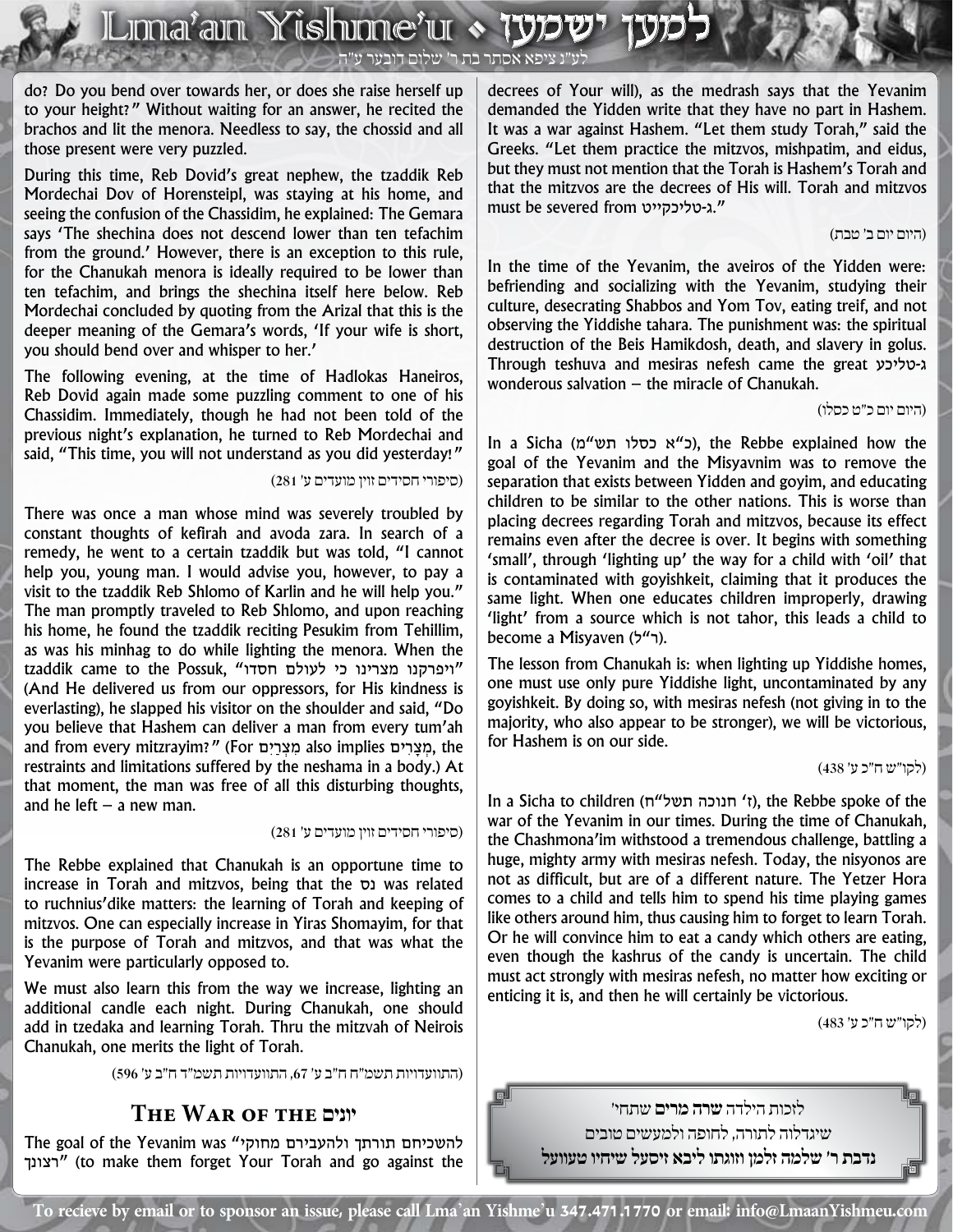do? Do you bend over towards her, or does she raise herself up to your height?" Without waiting for an answer, he recited the brachos and lit the menora. Needless to say, the chossid and all those present were very puzzled.

During this time, Reb Dovid's great nephew, the tzaddik Reb Mordechai Dov of Horensteipl, was staying at his home, and seeing the confusion of the Chassidim, he explained: The Gemara says 'The shechina does not descend lower than ten tefachim from the ground.' However, there is an exception to this rule, for the Chanukah menora is ideally required to be lower than ten tefachim, and brings the shechina itself here below. Reb Mordechai concluded by quoting from the Arizal that this is the deeper meaning of the Gemara's words, 'If your wife is short, you should bend over and whisper to her.'

The following evening, at the time of Hadlokas Haneiros, Reb Dovid again made some puzzling comment to one of his Chassidim. Immediately, though he had not been told of the previous night's explanation, he turned to Reb Mordechai and said, "This time, you will not understand as you did yesterday!"

(סיפורי חסידים זוין מועדים ע' 281)

There was once a man whose mind was severely troubled by constant thoughts of kefirah and avoda zara. In search of a remedy, he went to a certain tzaddik but was told, "I cannot help you, young man. I would advise you, however, to pay a visit to the tzaddik Reb Shlomo of Karlin and he will help you." The man promptly traveled to Reb Shlomo, and upon reaching his home, he found the tzaddik reciting Pesukim from Tehillim, as was his minhag to do while lighting the menora. When the tzaddik came to the Possuk, "ויפרקנו מצרינו כי לעולם חסדו" (And He delivered us from our oppressors, for His kindness is everlasting), he slapped his visitor on the shoulder and said, "Do you believe that Hashem can deliver a man from every tum'ah and from every mitzrayim?" (For מִצָרִים also implies מְצָרִים, the restraints and limitations suffered by the neshama in a body.) At that moment, the man was free of all this disturbing thoughts, and he left – a new man.

(סיפורי חסידים זוין מועדים ע' 281)

The Rebbe explained that Chanukah is an opportune time to increase in Torah and mitzvos, being that the נס was related to ruchnius'dike matters: the learning of Torah and keeping of mitzvos. One can especially increase in Yiras Shomayim, for that is the purpose of Torah and mitzvos, and that was what the Yevanim were particularly opposed to.

We must also learn this from the way we increase, lighting an additional candle each night. During Chanukah, one should add in tzedaka and learning Torah. Thru the mitzvah of Neirois Chanukah, one merits the light of Torah.

(התוועדויות תשמ"ח ח"ב ע' 67, התוועדויות תשמ"ד ח"ב ע' 596)

## The War of the יונים

The goal of the Yevanim was "להשכיחם תורתך ולהעבירם מחוקי רצונך" (to make them forget Your Torah and go against the decrees of Your will), as the medrash says that the Yevanim demanded the Yidden write that they have no part in Hashem. It was a war against Hashem. "Let them study Torah," said the Greeks. "Let them practice the mitzvos, mishpatim, and eidus, but they must not mention that the Torah is Hashem's Torah and that the mitzvos are the decrees of His will. Torah and mitzvos must be severed from ג-טליכקייט."

(היום יום ב' טבת)

In the time of the Yevanim, the aveiros of the Yidden were: befriending and socializing with the Yevanim, studying their culture, desecrating Shabbos and Yom Tov, eating treif, and not observing the Yiddishe tahara. The punishment was: the spiritual destruction of the Beis Hamikdosh, death, and slavery in golus. Through teshuva and mesiras nefesh came the great ג-טליכע wonderous salvation – the miracle of Chanukah.

(היום יום כ"ט כסלו)

In a Sicha (כ"א כסלו תש"מ), the Rebbe explained how the goal of the Yevanim and the Misyavnim was to remove the separation that exists between Yidden and goyim, and educating children to be similar to the other nations. This is worse than placing decrees regarding Torah and mitzvos, because its effect remains even after the decree is over. It begins with something 'small', through 'lighting up' the way for a child with 'oil' that is contaminated with goyishkeit, claiming that it produces the same light. When one educates children improperly, drawing 'light' from a source which is not tahor, this leads a child to become a Misyaven (ר"ל).

The lesson from Chanukah is: when lighting up Yiddishe homes, one must use only pure Yiddishe light, uncontaminated by any goyishkeit. By doing so, with mesiras nefesh (not giving in to the majority, who also appear to be stronger), we will be victorious, for Hashem is on our side.

(לקו"ש ח"כ ע' 438)

In a Sicha to children (ז' חנוכה תשל"ח), the Rebbe spoke of the war of the Yevanim in our times. During the time of Chanukah, the Chashmona'im withstood a tremendous challenge, battling a huge, mighty army with mesiras nefesh. Today, the nisyonos are not as difficult, but are of a different nature. The Yetzer Hora comes to a child and tells him to spend his time playing games like others around him, thus causing him to forget to learn Torah. Or he will convince him to eat a candy which others are eating, even though the kashrus of the candy is uncertain. The child must act strongly with mesiras nefesh, no matter how exciting or enticing it is, and then he will certainly be victorious.

(לקו"ש ח"כ ע' 483)

לזכות הילדה **שרה מרים** שתחי'
שיגדלוה לתורה, לחופה ולמעשים טובים
**נדבת ר' שלמה זלמן וזוגתו ליבא זיסעל שיחיו טעוועל**

To recieve by email or to sponsor an issue, please call Lma'an Yishme'u 347.471.1770 or email: info@LmaanYishmeu.com